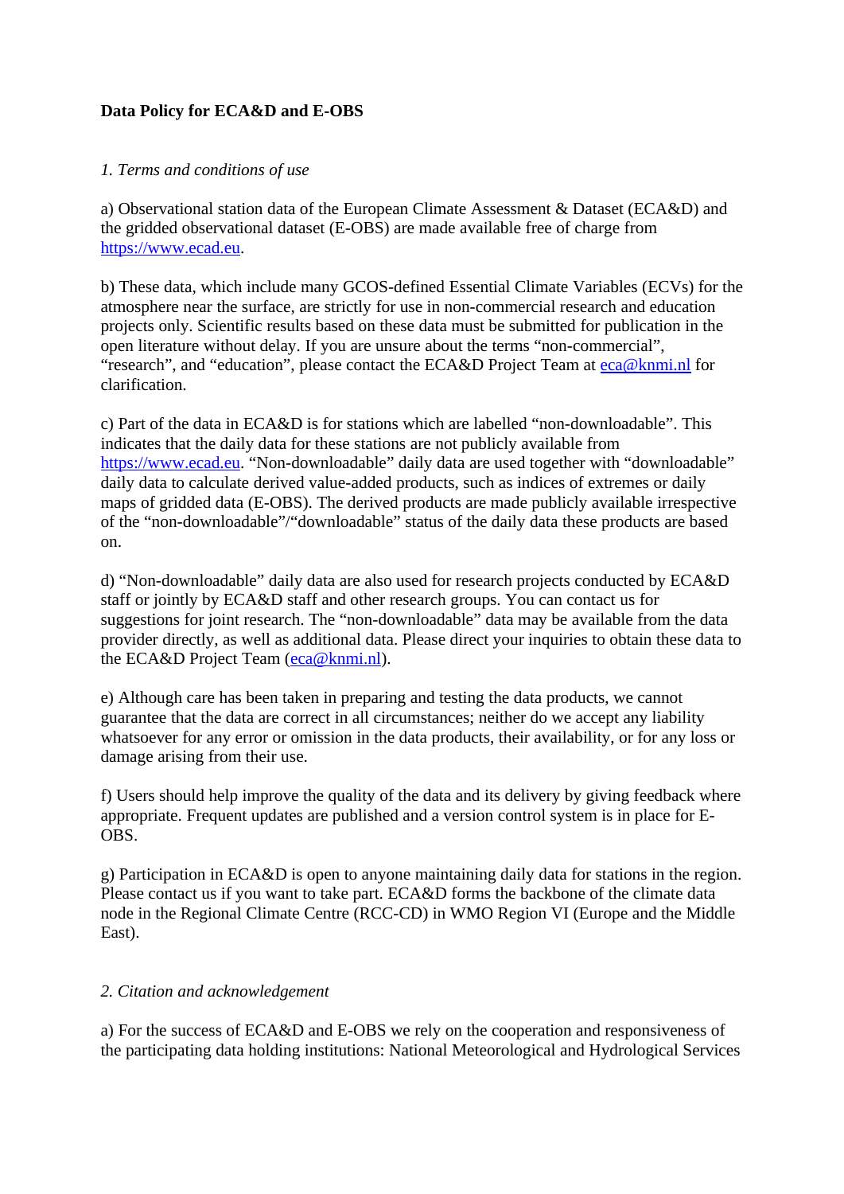**Data Policy for ECA&D and E-OBS**

*1. Terms and conditions of use*

a) Observational station data of the European Climate Assessment & Dataset (ECA&D) and the gridded observational dataset (E-OBS) are made available free of charge from https://www.ecad.eu.

b) These data, which include many GCOS-defined Essential Climate Variables (ECVs) for the atmosphere near the surface, are strictly for use in non-commercial research and education projects only. Scientific results based on these data must be submitted for publication in the open literature without delay. If you are unsure about the terms "non-commercial", "research", and "education", please contact the ECA&D Project Team at eca@knmi.nl for clarification.

c) Part of the data in ECA&D is for stations which are labelled "non-downloadable". This indicates that the daily data for these stations are not publicly available from https://www.ecad.eu. "Non-downloadable" daily data are used together with "downloadable" daily data to calculate derived value-added products, such as indices of extremes or daily maps of gridded data (E-OBS). The derived products are made publicly available irrespective of the "non-downloadable"/"downloadable" status of the daily data these products are based on.

d) "Non-downloadable" daily data are also used for research projects conducted by ECA&D staff or jointly by ECA&D staff and other research groups. You can contact us for suggestions for joint research. The "non-downloadable" data may be available from the data provider directly, as well as additional data. Please direct your inquiries to obtain these data to the ECA&D Project Team (eca@knmi.nl).

e) Although care has been taken in preparing and testing the data products, we cannot guarantee that the data are correct in all circumstances; neither do we accept any liability whatsoever for any error or omission in the data products, their availability, or for any loss or damage arising from their use.

f) Users should help improve the quality of the data and its delivery by giving feedback where appropriate. Frequent updates are published and a version control system is in place for E-OBS.

g) Participation in ECA&D is open to anyone maintaining daily data for stations in the region. Please contact us if you want to take part. ECA&D forms the backbone of the climate data node in the Regional Climate Centre (RCC-CD) in WMO Region VI (Europe and the Middle East).

*2. Citation and acknowledgement*

a) For the success of ECA&D and E-OBS we rely on the cooperation and responsiveness of the participating data holding institutions: National Meteorological and Hydrological Services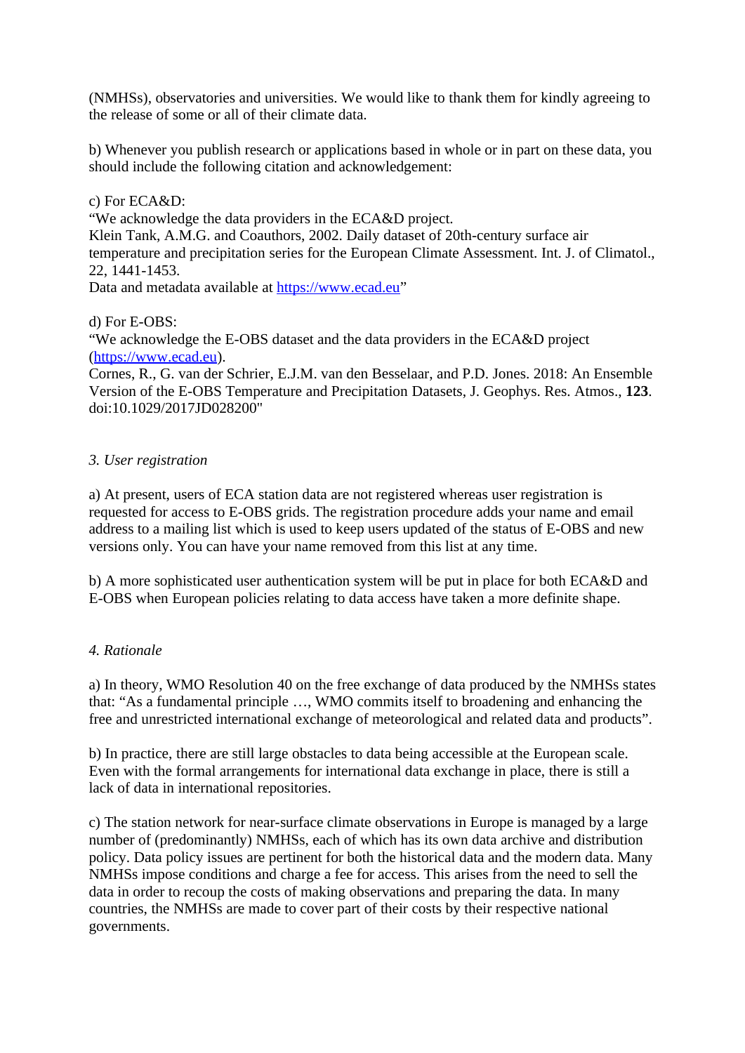(NMHSs), observatories and universities. We would like to thank them for kindly agreeing to the release of some or all of their climate data.

b) Whenever you publish research or applications based in whole or in part on these data, you should include the following citation and acknowledgement:

c) For ECA&D:
"We acknowledge the data providers in the ECA&D project.
Klein Tank, A.M.G. and Coauthors, 2002. Daily dataset of 20th-century surface air temperature and precipitation series for the European Climate Assessment. Int. J. of Climatol., 22, 1441-1453.
Data and metadata available at https://www.ecad.eu"

d) For E-OBS:
"We acknowledge the E-OBS dataset and the data providers in the ECA&D project (https://www.ecad.eu).
Cornes, R., G. van der Schrier, E.J.M. van den Besselaar, and P.D. Jones. 2018: An Ensemble Version of the E-OBS Temperature and Precipitation Datasets, J. Geophys. Res. Atmos., **123**. doi:10.1029/2017JD028200"

### *3. User registration*

a) At present, users of ECA station data are not registered whereas user registration is requested for access to E-OBS grids. The registration procedure adds your name and email address to a mailing list which is used to keep users updated of the status of E-OBS and new versions only. You can have your name removed from this list at any time.

b) A more sophisticated user authentication system will be put in place for both ECA&D and E-OBS when European policies relating to data access have taken a more definite shape.

### *4. Rationale*

a) In theory, WMO Resolution 40 on the free exchange of data produced by the NMHSs states that: "As a fundamental principle …, WMO commits itself to broadening and enhancing the free and unrestricted international exchange of meteorological and related data and products".

b) In practice, there are still large obstacles to data being accessible at the European scale. Even with the formal arrangements for international data exchange in place, there is still a lack of data in international repositories.

c) The station network for near-surface climate observations in Europe is managed by a large number of (predominantly) NMHSs, each of which has its own data archive and distribution policy. Data policy issues are pertinent for both the historical data and the modern data. Many NMHSs impose conditions and charge a fee for access. This arises from the need to sell the data in order to recoup the costs of making observations and preparing the data. In many countries, the NMHSs are made to cover part of their costs by their respective national governments.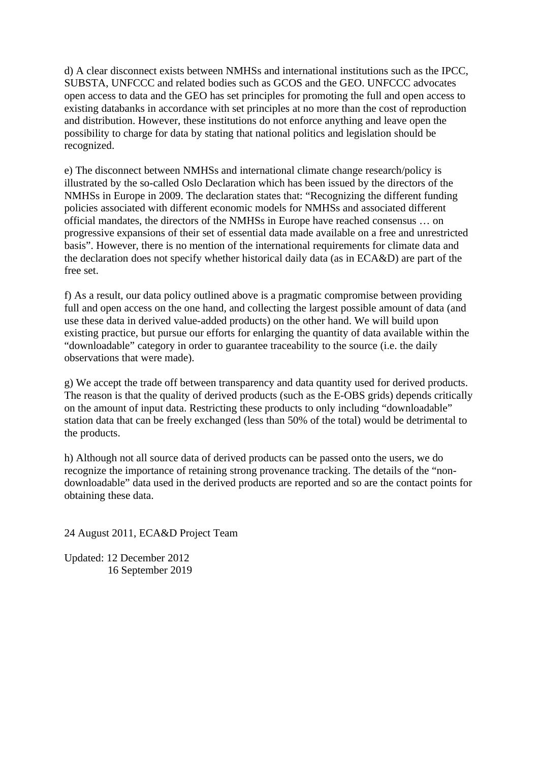d) A clear disconnect exists between NMHSs and international institutions such as the IPCC, SUBSTA, UNFCCC and related bodies such as GCOS and the GEO. UNFCCC advocates open access to data and the GEO has set principles for promoting the full and open access to existing databanks in accordance with set principles at no more than the cost of reproduction and distribution. However, these institutions do not enforce anything and leave open the possibility to charge for data by stating that national politics and legislation should be recognized.

e) The disconnect between NMHSs and international climate change research/policy is illustrated by the so-called Oslo Declaration which has been issued by the directors of the NMHSs in Europe in 2009. The declaration states that: "Recognizing the different funding policies associated with different economic models for NMHSs and associated different official mandates, the directors of the NMHSs in Europe have reached consensus … on progressive expansions of their set of essential data made available on a free and unrestricted basis". However, there is no mention of the international requirements for climate data and the declaration does not specify whether historical daily data (as in ECA&D) are part of the free set.

f) As a result, our data policy outlined above is a pragmatic compromise between providing full and open access on the one hand, and collecting the largest possible amount of data (and use these data in derived value-added products) on the other hand. We will build upon existing practice, but pursue our efforts for enlarging the quantity of data available within the "downloadable" category in order to guarantee traceability to the source (i.e. the daily observations that were made).

g) We accept the trade off between transparency and data quantity used for derived products. The reason is that the quality of derived products (such as the E-OBS grids) depends critically on the amount of input data. Restricting these products to only including "downloadable" station data that can be freely exchanged (less than 50% of the total) would be detrimental to the products.

h) Although not all source data of derived products can be passed onto the users, we do recognize the importance of retaining strong provenance tracking. The details of the "non-downloadable" data used in the derived products are reported and so are the contact points for obtaining these data.

24 August 2011, ECA&D Project Team

Updated: 12 December 2012
16 September 2019